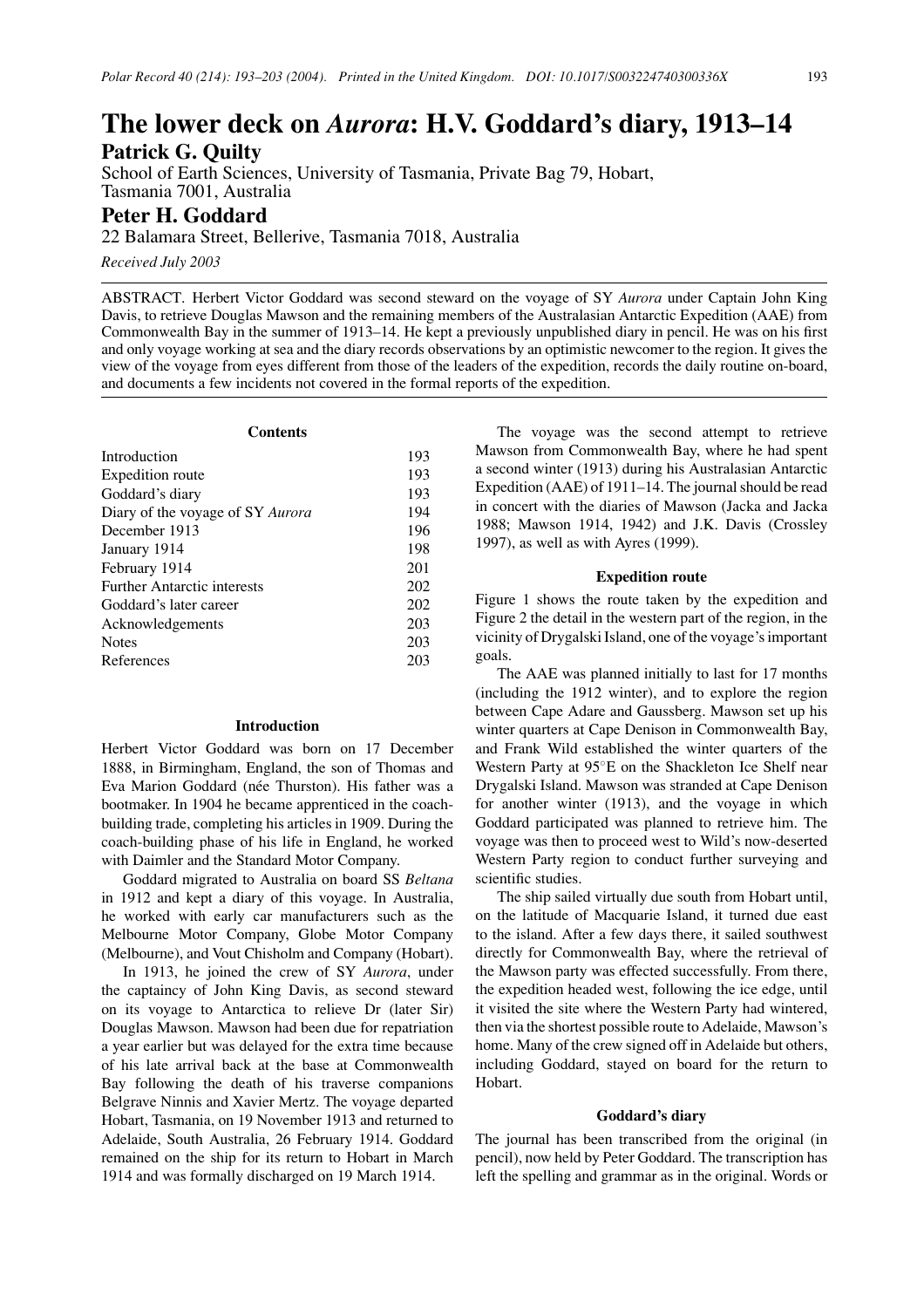# The lower deck on *Aurora*: H.V. Goddard's diary, 1913–14

**Patrick G. Quilty**

School of Earth Sciences, University of Tasmania, Private Bag 79, Hobart, Tasmania 7001, Australia

**Peter H. Goddard**

22 Balamara Street, Bellerive, Tasmania 7018, Australia

*Received July 2003*

ABSTRACT. Herbert Victor Goddard was second steward on the voyage of SY *Aurora* under Captain John King Davis, to retrieve Douglas Mawson and the remaining members of the Australasian Antarctic Expedition (AAE) from Commonwealth Bay in the summer of 1913–14. He kept a previously unpublished diary in pencil. He was on his first and only voyage working at sea and the diary records observations by an optimistic newcomer to the region. It gives the view of the voyage from eyes different from those of the leaders of the expedition, records the daily routine on-board, and documents a few incidents not covered in the formal reports of the expedition.

**Contents**

| | |
|---|---|
| Introduction | 193 |
| Expedition route | 193 |
| Goddard's diary | 193 |
| Diary of the voyage of SY *Aurora* | 194 |
| December 1913 | 196 |
| January 1914 | 198 |
| February 1914 | 201 |
| Further Antarctic interests | 202 |
| Goddard's later career | 202 |
| Acknowledgements | 203 |
| Notes | 203 |
| References | 203 |

## Introduction

Herbert Victor Goddard was born on 17 December 1888, in Birmingham, England, the son of Thomas and Eva Marion Goddard (née Thurston). His father was a bootmaker. In 1904 he became apprenticed in the coach-building trade, completing his articles in 1909. During the coach-building phase of his life in England, he worked with Daimler and the Standard Motor Company.

Goddard migrated to Australia on board SS *Beltana* in 1912 and kept a diary of this voyage. In Australia, he worked with early car manufacturers such as the Melbourne Motor Company, Globe Motor Company (Melbourne), and Vout Chisholm and Company (Hobart).

In 1913, he joined the crew of SY *Aurora*, under the captaincy of John King Davis, as second steward on its voyage to Antarctica to relieve Dr (later Sir) Douglas Mawson. Mawson had been due for repatriation a year earlier but was delayed for the extra time because of his late arrival back at the base at Commonwealth Bay following the death of his traverse companions Belgrave Ninnis and Xavier Mertz. The voyage departed Hobart, Tasmania, on 19 November 1913 and returned to Adelaide, South Australia, 26 February 1914. Goddard remained on the ship for its return to Hobart in March 1914 and was formally discharged on 19 March 1914.

The voyage was the second attempt to retrieve Mawson from Commonwealth Bay, where he had spent a second winter (1913) during his Australasian Antarctic Expedition (AAE) of 1911–14. The journal should be read in concert with the diaries of Mawson (Jacka and Jacka 1988; Mawson 1914, 1942) and J.K. Davis (Crossley 1997), as well as with Ayres (1999).

## Expedition route

Figure 1 shows the route taken by the expedition and Figure 2 the detail in the western part of the region, in the vicinity of Drygalski Island, one of the voyage's important goals.

The AAE was planned initially to last for 17 months (including the 1912 winter), and to explore the region between Cape Adare and Gaussberg. Mawson set up his winter quarters at Cape Denison in Commonwealth Bay, and Frank Wild established the winter quarters of the Western Party at 95°E on the Shackleton Ice Shelf near Drygalski Island. Mawson was stranded at Cape Denison for another winter (1913), and the voyage in which Goddard participated was planned to retrieve him. The voyage was then to proceed west to Wild's now-deserted Western Party region to conduct further surveying and scientific studies.

The ship sailed virtually due south from Hobart until, on the latitude of Macquarie Island, it turned due east to the island. After a few days there, it sailed southwest directly for Commonwealth Bay, where the retrieval of the Mawson party was effected successfully. From there, the expedition headed west, following the ice edge, until it visited the site where the Western Party had wintered, then via the shortest possible route to Adelaide, Mawson's home. Many of the crew signed off in Adelaide but others, including Goddard, stayed on board for the return to Hobart.

## Goddard's diary

The journal has been transcribed from the original (in pencil), now held by Peter Goddard. The transcription has left the spelling and grammar as in the original. Words or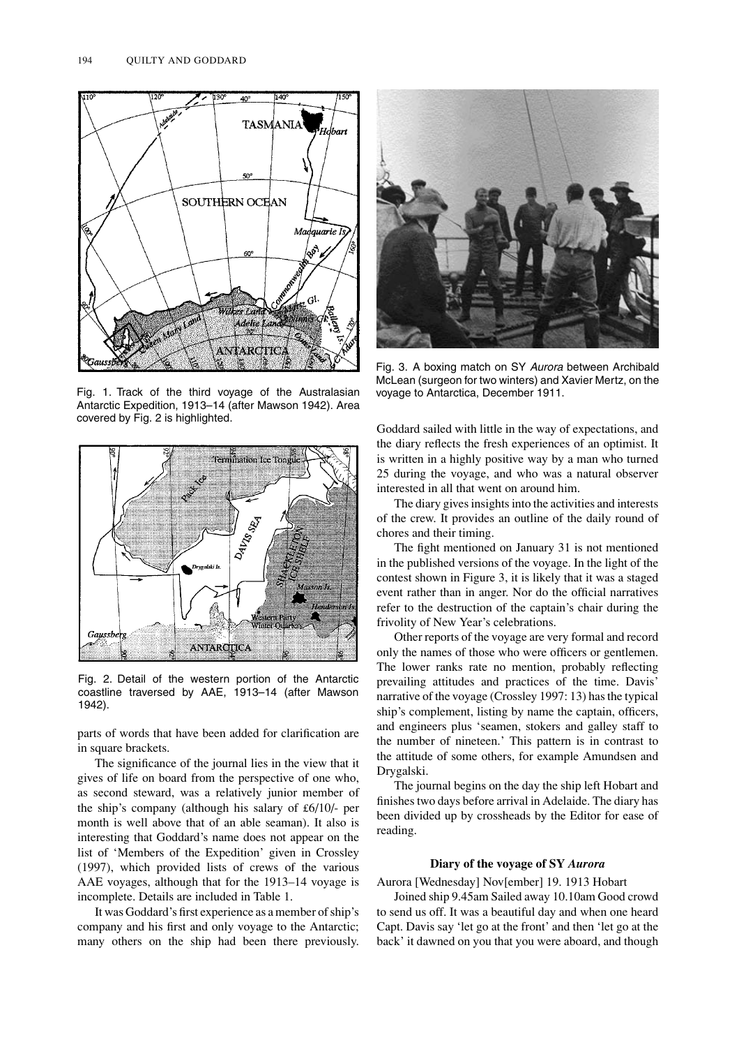Fig. 1. Track of the third voyage of the Australasian Antarctic Expedition, 1913–14 (after Mawson 1942). Area covered by Fig. 2 is highlighted.

Fig. 2. Detail of the western portion of the Antarctic coastline traversed by AAE, 1913–14 (after Mawson 1942).

parts of words that have been added for clarification are in square brackets.

The significance of the journal lies in the view that it gives of life on board from the perspective of one who, as second steward, was a relatively junior member of the ship's company (although his salary of £6/10/- per month is well above that of an able seaman). It also is interesting that Goddard's name does not appear on the list of 'Members of the Expedition' given in Crossley (1997), which provided lists of crews of the various AAE voyages, although that for the 1913–14 voyage is incomplete. Details are included in Table 1.

It was Goddard's first experience as a member of ship's company and his first and only voyage to the Antarctic; many others on the ship had been there previously.

Fig. 3. A boxing match on SY *Aurora* between Archibald McLean (surgeon for two winters) and Xavier Mertz, on the voyage to Antarctica, December 1911.

Goddard sailed with little in the way of expectations, and the diary reflects the fresh experiences of an optimist. It is written in a highly positive way by a man who turned 25 during the voyage, and who was a natural observer interested in all that went on around him.

The diary gives insights into the activities and interests of the crew. It provides an outline of the daily round of chores and their timing.

The fight mentioned on January 31 is not mentioned in the published versions of the voyage. In the light of the contest shown in Figure 3, it is likely that it was a staged event rather than in anger. Nor do the official narratives refer to the destruction of the captain's chair during the frivolity of New Year's celebrations.

Other reports of the voyage are very formal and record only the names of those who were officers or gentlemen. The lower ranks rate no mention, probably reflecting prevailing attitudes and practices of the time. Davis' narrative of the voyage (Crossley 1997: 13) has the typical ship's complement, listing by name the captain, officers, and engineers plus 'seamen, stokers and galley staff to the number of nineteen.' This pattern is in contrast to the attitude of some others, for example Amundsen and Drygalski.

The journal begins on the day the ship left Hobart and finishes two days before arrival in Adelaide. The diary has been divided up by crossheads by the Editor for ease of reading.

## Diary of the voyage of SY *Aurora*

Aurora [Wednesday] Nov[ember] 19. 1913 Hobart

Joined ship 9.45am Sailed away 10.10am Good crowd to send us off. It was a beautiful day and when one heard Capt. Davis say 'let go at the front' and then 'let go at the back' it dawned on you that you were aboard, and though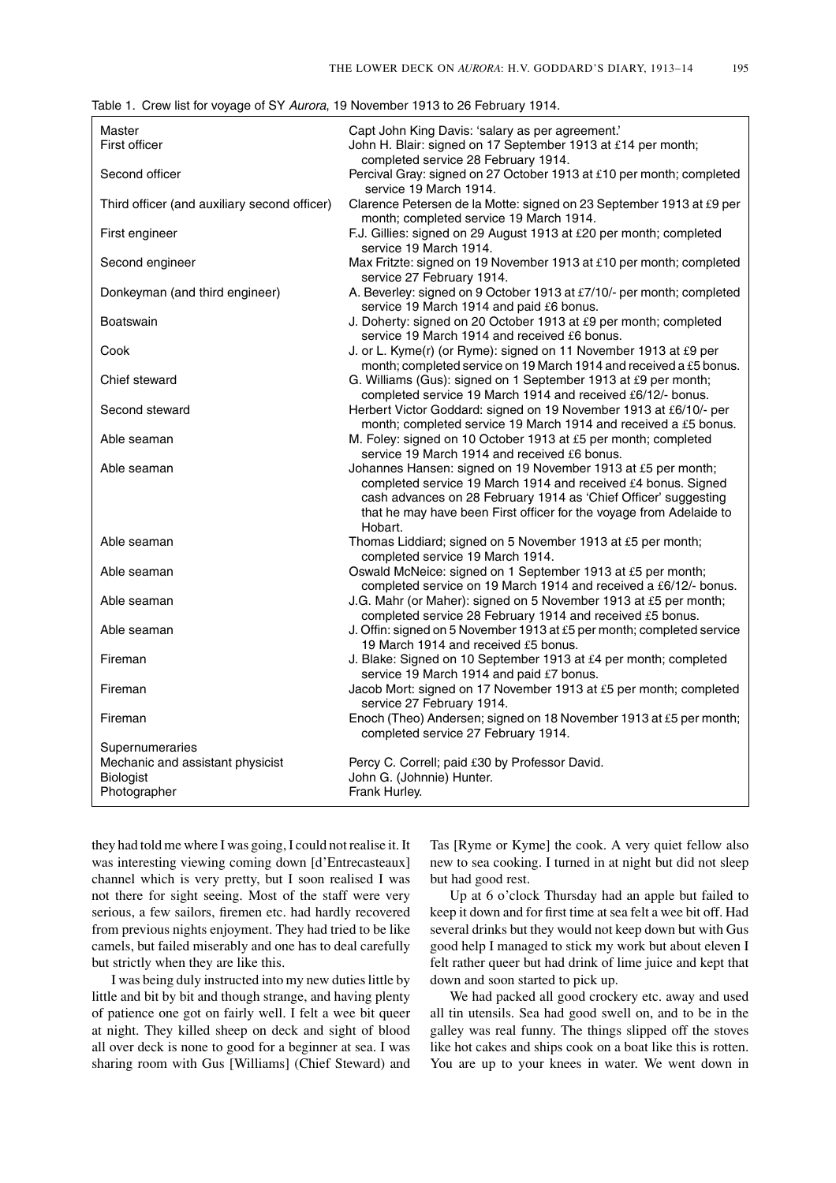Table 1. Crew list for voyage of SY *Aurora*, 19 November 1913 to 26 February 1914.

| | |
|---|---|
| Master | Capt John King Davis: 'salary as per agreement.' |
| First officer | John H. Blair: signed on 17 September 1913 at £14 per month; completed service 28 February 1914. |
| Second officer | Percival Gray: signed on 27 October 1913 at £10 per month; completed service 19 March 1914. |
| Third officer (and auxiliary second officer) | Clarence Petersen de la Motte: signed on 23 September 1913 at £9 per month; completed service 19 March 1914. |
| First engineer | F.J. Gillies: signed on 29 August 1913 at £20 per month; completed service 19 March 1914. |
| Second engineer | Max Fritzte: signed on 19 November 1913 at £10 per month; completed service 27 February 1914. |
| Donkeyman (and third engineer) | A. Beverley: signed on 9 October 1913 at £7/10/- per month; completed service 19 March 1914 and paid £6 bonus. |
| Boatswain | J. Doherty: signed on 20 October 1913 at £9 per month; completed service 19 March 1914 and received £6 bonus. |
| Cook | J. or L. Kyme(r) (or Ryme): signed on 11 November 1913 at £9 per month; completed service on 19 March 1914 and received a £5 bonus. |
| Chief steward | G. Williams (Gus): signed on 1 September 1913 at £9 per month; completed service 19 March 1914 and received £6/12/- bonus. |
| Second steward | Herbert Victor Goddard: signed on 19 November 1913 at £6/10/- per month; completed service 19 March 1914 and received a £5 bonus. |
| Able seaman | M. Foley: signed on 10 October 1913 at £5 per month; completed service 19 March 1914 and received £6 bonus. |
| Able seaman | Johannes Hansen: signed on 19 November 1913 at £5 per month; completed service 19 March 1914 and received £4 bonus. Signed cash advances on 28 February 1914 as 'Chief Officer' suggesting that he may have been First officer for the voyage from Adelaide to Hobart. |
| Able seaman | Thomas Liddiard; signed on 5 November 1913 at £5 per month; completed service 19 March 1914. |
| Able seaman | Oswald McNeice: signed on 1 September 1913 at £5 per month; completed service on 19 March 1914 and received a £6/12/- bonus. |
| Able seaman | J.G. Mahr (or Maher): signed on 5 November 1913 at £5 per month; completed service 28 February 1914 and received £5 bonus. |
| Able seaman | J. Offin: signed on 5 November 1913 at £5 per month; completed service 19 March 1914 and received £5 bonus. |
| Fireman | J. Blake: Signed on 10 September 1913 at £4 per month; completed service 19 March 1914 and paid £7 bonus. |
| Fireman | Jacob Mort: signed on 17 November 1913 at £5 per month; completed service 27 February 1914. |
| Fireman | Enoch (Theo) Andersen; signed on 18 November 1913 at £5 per month; completed service 27 February 1914. |
| Supernumeraries | |
| Mechanic and assistant physicist | Percy C. Correll; paid £30 by Professor David. |
| Biologist | John G. (Johnnie) Hunter. |
| Photographer | Frank Hurley. |

they had told me where I was going, I could not realise it. It was interesting viewing coming down [d'Entrecasteaux] channel which is very pretty, but I soon realised I was not there for sight seeing. Most of the staff were very serious, a few sailors, firemen etc. had hardly recovered from previous nights enjoyment. They had tried to be like camels, but failed miserably and one has to deal carefully but strictly when they are like this.

I was being duly instructed into my new duties little by little and bit by bit and though strange, and having plenty of patience one got on fairly well. I felt a wee bit queer at night. They killed sheep on deck and sight of blood all over deck is none to good for a beginner at sea. I was sharing room with Gus [Williams] (Chief Steward) and Tas [Ryme or Kyme] the cook. A very quiet fellow also new to sea cooking. I turned in at night but did not sleep but had good rest.

Up at 6 o'clock Thursday had an apple but failed to keep it down and for first time at sea felt a wee bit off. Had several drinks but they would not keep down but with Gus good help I managed to stick my work but about eleven I felt rather queer but had drink of lime juice and kept that down and soon started to pick up.

We had packed all good crockery etc. away and used all tin utensils. Sea had good swell on, and to be in the galley was real funny. The things slipped off the stoves like hot cakes and ships cook on a boat like this is rotten. You are up to your knees in water. We went down in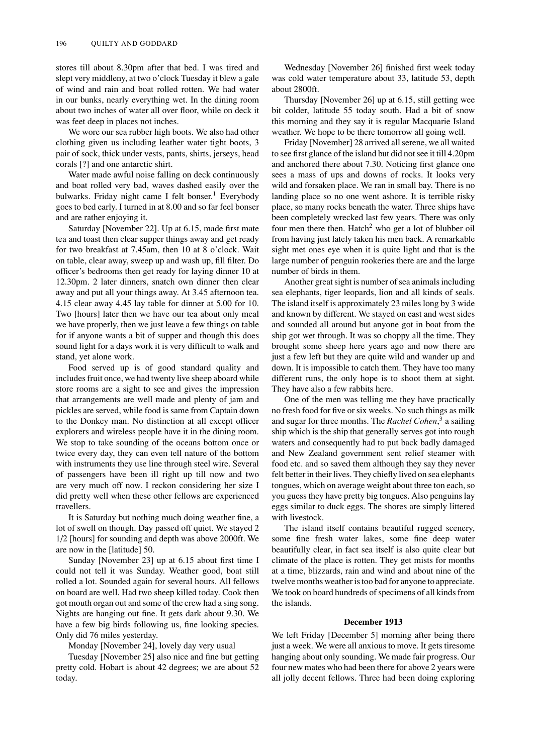stores till about 8.30pm after that bed. I was tired and slept very middleny, at two o'clock Tuesday it blew a gale of wind and rain and boat rolled rotten. We had water in our bunks, nearly everything wet. In the dining room about two inches of water all over floor, while on deck it was feet deep in places not inches.

We wore our sea rubber high boots. We also had other clothing given us including leather water tight boots, 3 pair of sock, thick under vests, pants, shirts, jerseys, head corals [?] and one antarctic shirt.

Water made awful noise falling on deck continuously and boat rolled very bad, waves dashed easily over the bulwarks. Friday night came I felt bonser.[1] Everybody goes to bed early. I turned in at 8.00 and so far feel bonser and are rather enjoying it.

Saturday [November 22]. Up at 6.15, made first mate tea and toast then clear supper things away and get ready for two breakfast at 7.45am, then 10 at 8 o'clock. Wait on table, clear away, sweep up and wash up, fill filter. Do officer's bedrooms then get ready for laying dinner 10 at 12.30pm. 2 later dinners, snatch own dinner then clear away and put all your things away. At 3.45 afternoon tea. 4.15 clear away 4.45 lay table for dinner at 5.00 for 10. Two [hours] later then we have our tea about only meal we have properly, then we just leave a few things on table for if anyone wants a bit of supper and though this does sound light for a days work it is very difficult to walk and stand, yet alone work.

Food served up is of good standard quality and includes fruit once, we had twenty live sheep aboard while store rooms are a sight to see and gives the impression that arrangements are well made and plenty of jam and pickles are served, while food is same from Captain down to the Donkey man. No distinction at all except officer explorers and wireless people have it in the dining room. We stop to take sounding of the oceans bottom once or twice every day, they can even tell nature of the bottom with instruments they use line through steel wire. Several of passengers have been ill right up till now and two are very much off now. I reckon considering her size I did pretty well when these other fellows are experienced travellers.

It is Saturday but nothing much doing weather fine, a lot of swell on though. Day passed off quiet. We stayed 2 1/2 [hours] for sounding and depth was above 2000ft. We are now in the [latitude] 50.

Sunday [November 23] up at 6.15 about first time I could not tell it was Sunday. Weather good, boat still rolled a lot. Sounded again for several hours. All fellows on board are well. Had two sheep killed today. Cook then got mouth organ out and some of the crew had a sing song. Nights are hanging out fine. It gets dark about 9.30. We have a few big birds following us, fine looking species. Only did 76 miles yesterday.

Monday [November 24], lovely day very usual

Tuesday [November 25] also nice and fine but getting pretty cold. Hobart is about 42 degrees; we are about 52 today.

Wednesday [November 26] finished first week today was cold water temperature about 33, latitude 53, depth about 2800ft.

Thursday [November 26] up at 6.15, still getting wee bit colder, latitude 55 today south. Had a bit of snow this morning and they say it is regular Macquarie Island weather. We hope to be there tomorrow all going well.

Friday [November] 28 arrived all serene, we all waited to see first glance of the island but did not see it till 4.20pm and anchored there about 7.30. Noticing first glance one sees a mass of ups and downs of rocks. It looks very wild and forsaken place. We ran in small bay. There is no landing place so no one went ashore. It is terrible risky place, so many rocks beneath the water. Three ships have been completely wrecked last few years. There was only four men there then. Hatch[2] who get a lot of blubber oil from having just lately taken his men back. A remarkable sight met ones eye when it is quite light and that is the large number of penguin rookeries there are and the large number of birds in them.

Another great sight is number of sea animals including sea elephants, tiger leopards, lion and all kinds of seals. The island itself is approximately 23 miles long by 3 wide and known by different. We stayed on east and west sides and sounded all around but anyone got in boat from the ship got wet through. It was so choppy all the time. They brought some sheep here years ago and now there are just a few left but they are quite wild and wander up and down. It is impossible to catch them. They have too many different runs, the only hope is to shoot them at sight. They have also a few rabbits here.

One of the men was telling me they have practically no fresh food for five or six weeks. No such things as milk and sugar for three months. The *Rachel Cohen*,[3] a sailing ship which is the ship that generally serves got into rough waters and consequently had to put back badly damaged and New Zealand government sent relief steamer with food etc. and so saved them although they say they never felt better in their lives. They chiefly lived on sea elephants tongues, which on average weight about three ton each, so you guess they have pretty big tongues. Also penguins lay eggs similar to duck eggs. The shores are simply littered with livestock.

The island itself contains beautiful rugged scenery, some fine fresh water lakes, some fine deep water beautifully clear, in fact sea itself is also quite clear but climate of the place is rotten. They get mists for months at a time, blizzards, rain and wind and about nine of the twelve months weather is too bad for anyone to appreciate. We took on board hundreds of specimens of all kinds from the islands.

**December 1913**

We left Friday [December 5] morning after being there just a week. We were all anxious to move. It gets tiresome hanging about only sounding. We made fair progress. Our four new mates who had been there for above 2 years were all jolly decent fellows. Three had been doing exploring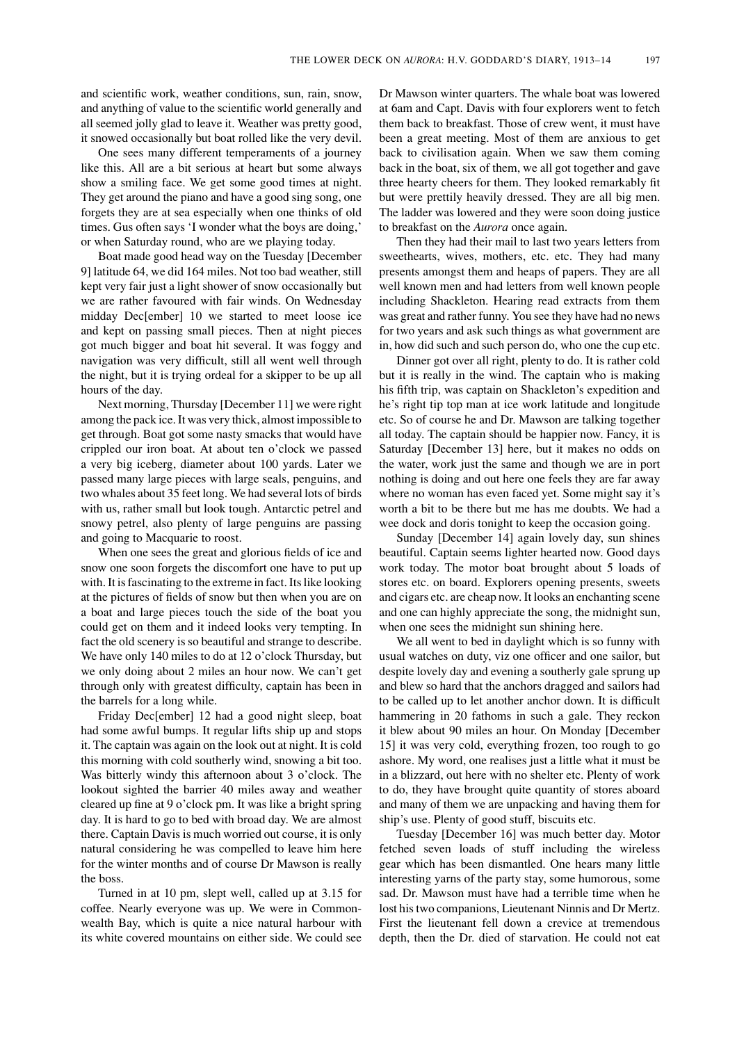and scientific work, weather conditions, sun, rain, snow, and anything of value to the scientific world generally and all seemed jolly glad to leave it. Weather was pretty good, it snowed occasionally but boat rolled like the very devil.

One sees many different temperaments of a journey like this. All are a bit serious at heart but some always show a smiling face. We get some good times at night. They get around the piano and have a good sing song, one forgets they are at sea especially when one thinks of old times. Gus often says 'I wonder what the boys are doing,' or when Saturday round, who are we playing today.

Boat made good head way on the Tuesday [December 9] latitude 64, we did 164 miles. Not too bad weather, still kept very fair just a light shower of snow occasionally but we are rather favoured with fair winds. On Wednesday midday Dec[ember] 10 we started to meet loose ice and kept on passing small pieces. Then at night pieces got much bigger and boat hit several. It was foggy and navigation was very difficult, still all went well through the night, but it is trying ordeal for a skipper to be up all hours of the day.

Next morning, Thursday [December 11] we were right among the pack ice. It was very thick, almost impossible to get through. Boat got some nasty smacks that would have crippled our iron boat. At about ten o'clock we passed a very big iceberg, diameter about 100 yards. Later we passed many large pieces with large seals, penguins, and two whales about 35 feet long. We had several lots of birds with us, rather small but look tough. Antarctic petrel and snowy petrel, also plenty of large penguins are passing and going to Macquarie to roost.

When one sees the great and glorious fields of ice and snow one soon forgets the discomfort one have to put up with. It is fascinating to the extreme in fact. Its like looking at the pictures of fields of snow but then when you are on a boat and large pieces touch the side of the boat you could get on them and it indeed looks very tempting. In fact the old scenery is so beautiful and strange to describe. We have only 140 miles to do at 12 o'clock Thursday, but we only doing about 2 miles an hour now. We can't get through only with greatest difficulty, captain has been in the barrels for a long while.

Friday Dec[ember] 12 had a good night sleep, boat had some awful bumps. It regular lifts ship up and stops it. The captain was again on the look out at night. It is cold this morning with cold southerly wind, snowing a bit too. Was bitterly windy this afternoon about 3 o'clock. The lookout sighted the barrier 40 miles away and weather cleared up fine at 9 o'clock pm. It was like a bright spring day. It is hard to go to bed with broad day. We are almost there. Captain Davis is much worried out course, it is only natural considering he was compelled to leave him here for the winter months and of course Dr Mawson is really the boss.

Turned in at 10 pm, slept well, called up at 3.15 for coffee. Nearly everyone was up. We were in Commonwealth Bay, which is quite a nice natural harbour with its white covered mountains on either side. We could see Dr Mawson winter quarters. The whale boat was lowered at 6am and Capt. Davis with four explorers went to fetch them back to breakfast. Those of crew went, it must have been a great meeting. Most of them are anxious to get back to civilisation again. When we saw them coming back in the boat, six of them, we all got together and gave three hearty cheers for them. They looked remarkably fit but were prettily heavily dressed. They are all big men. The ladder was lowered and they were soon doing justice to breakfast on the *Aurora* once again.

Then they had their mail to last two years letters from sweethearts, wives, mothers, etc. etc. They had many presents amongst them and heaps of papers. They are all well known men and had letters from well known people including Shackleton. Hearing read extracts from them was great and rather funny. You see they have had no news for two years and ask such things as what government are in, how did such and such person do, who one the cup etc.

Dinner got over all right, plenty to do. It is rather cold but it is really in the wind. The captain who is making his fifth trip, was captain on Shackleton's expedition and he's right tip top man at ice work latitude and longitude etc. So of course he and Dr. Mawson are talking together all today. The captain should be happier now. Fancy, it is Saturday [December 13] here, but it makes no odds on the water, work just the same and though we are in port nothing is doing and out here one feels they are far away where no woman has even faced yet. Some might say it's worth a bit to be there but me has me doubts. We had a wee dock and doris tonight to keep the occasion going.

Sunday [December 14] again lovely day, sun shines beautiful. Captain seems lighter hearted now. Good days work today. The motor boat brought about 5 loads of stores etc. on board. Explorers opening presents, sweets and cigars etc. are cheap now. It looks an enchanting scene and one can highly appreciate the song, the midnight sun, when one sees the midnight sun shining here.

We all went to bed in daylight which is so funny with usual watches on duty, viz one officer and one sailor, but despite lovely day and evening a southerly gale sprung up and blew so hard that the anchors dragged and sailors had to be called up to let another anchor down. It is difficult hammering in 20 fathoms in such a gale. They reckon it blew about 90 miles an hour. On Monday [December 15] it was very cold, everything frozen, too rough to go ashore. My word, one realises just a little what it must be in a blizzard, out here with no shelter etc. Plenty of work to do, they have brought quite quantity of stores aboard and many of them we are unpacking and having them for ship's use. Plenty of good stuff, biscuits etc.

Tuesday [December 16] was much better day. Motor fetched seven loads of stuff including the wireless gear which has been dismantled. One hears many little interesting yarns of the party stay, some humorous, some sad. Dr. Mawson must have had a terrible time when he lost his two companions, Lieutenant Ninnis and Dr Mertz. First the lieutenant fell down a crevice at tremendous depth, then the Dr. died of starvation. He could not eat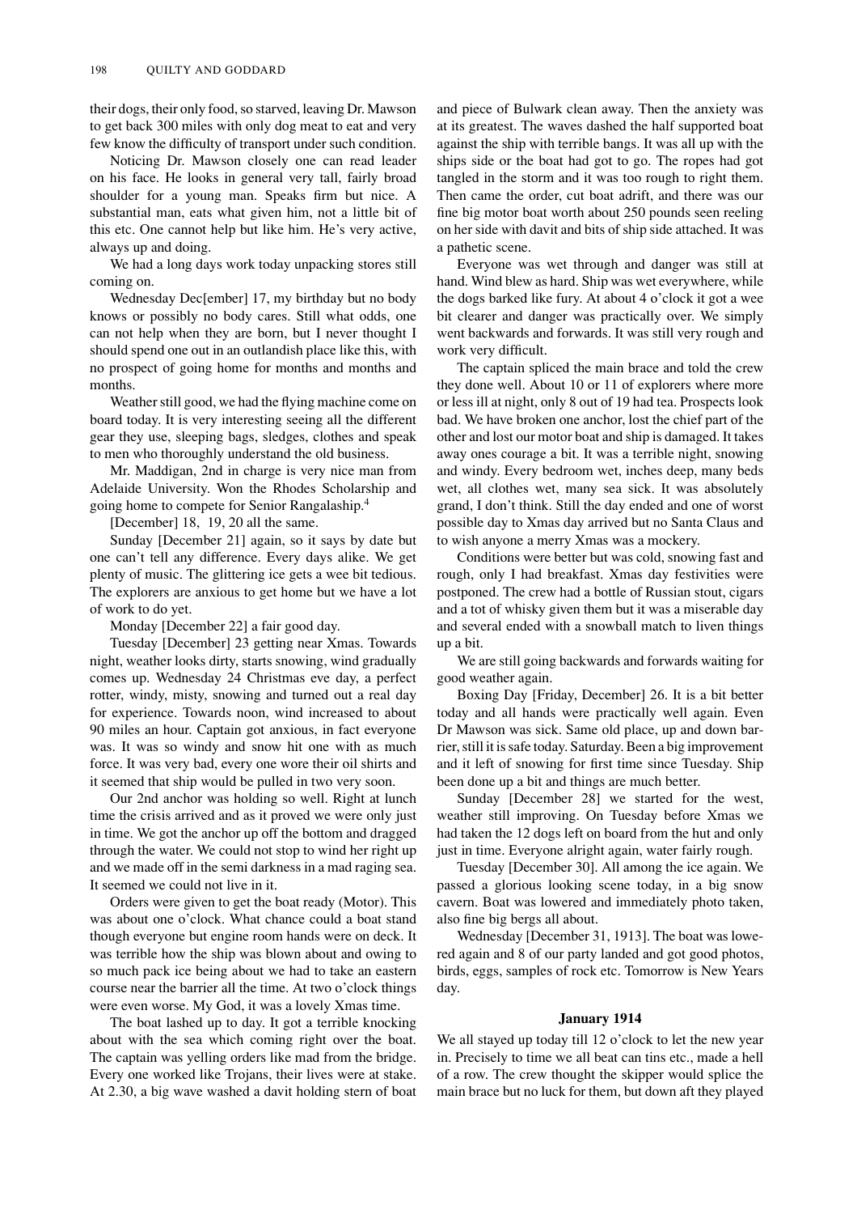their dogs, their only food, so starved, leaving Dr. Mawson to get back 300 miles with only dog meat to eat and very few know the difficulty of transport under such condition.

Noticing Dr. Mawson closely one can read leader on his face. He looks in general very tall, fairly broad shoulder for a young man. Speaks firm but nice. A substantial man, eats what given him, not a little bit of this etc. One cannot help but like him. He's very active, always up and doing.

We had a long days work today unpacking stores still coming on.

Wednesday Dec[ember] 17, my birthday but no body knows or possibly no body cares. Still what odds, one can not help when they are born, but I never thought I should spend one out in an outlandish place like this, with no prospect of going home for months and months and months.

Weather still good, we had the flying machine come on board today. It is very interesting seeing all the different gear they use, sleeping bags, sledges, clothes and speak to men who thoroughly understand the old business.

Mr. Maddigan, 2nd in charge is very nice man from Adelaide University. Won the Rhodes Scholarship and going home to compete for Senior Rangalaship.[4]

[December] 18, 19, 20 all the same.

Sunday [December 21] again, so it says by date but one can't tell any difference. Every days alike. We get plenty of music. The glittering ice gets a wee bit tedious. The explorers are anxious to get home but we have a lot of work to do yet.

Monday [December 22] a fair good day.

Tuesday [December] 23 getting near Xmas. Towards night, weather looks dirty, starts snowing, wind gradually comes up. Wednesday 24 Christmas eve day, a perfect rotter, windy, misty, snowing and turned out a real day for experience. Towards noon, wind increased to about 90 miles an hour. Captain got anxious, in fact everyone was. It was so windy and snow hit one with as much force. It was very bad, every one wore their oil shirts and it seemed that ship would be pulled in two very soon.

Our 2nd anchor was holding so well. Right at lunch time the crisis arrived and as it proved we were only just in time. We got the anchor up off the bottom and dragged through the water. We could not stop to wind her right up and we made off in the semi darkness in a mad raging sea. It seemed we could not live in it.

Orders were given to get the boat ready (Motor). This was about one o'clock. What chance could a boat stand though everyone but engine room hands were on deck. It was terrible how the ship was blown about and owing to so much pack ice being about we had to take an eastern course near the barrier all the time. At two o'clock things were even worse. My God, it was a lovely Xmas time.

The boat lashed up to day. It got a terrible knocking about with the sea which coming right over the boat. The captain was yelling orders like mad from the bridge. Every one worked like Trojans, their lives were at stake. At 2.30, a big wave washed a davit holding stern of boat and piece of Bulwark clean away. Then the anxiety was at its greatest. The waves dashed the half supported boat against the ship with terrible bangs. It was all up with the ships side or the boat had got to go. The ropes had got tangled in the storm and it was too rough to right them. Then came the order, cut boat adrift, and there was our fine big motor boat worth about 250 pounds seen reeling on her side with davit and bits of ship side attached. It was a pathetic scene.

Everyone was wet through and danger was still at hand. Wind blew as hard. Ship was wet everywhere, while the dogs barked like fury. At about 4 o'clock it got a wee bit clearer and danger was practically over. We simply went backwards and forwards. It was still very rough and work very difficult.

The captain spliced the main brace and told the crew they done well. About 10 or 11 of explorers where more or less ill at night, only 8 out of 19 had tea. Prospects look bad. We have broken one anchor, lost the chief part of the other and lost our motor boat and ship is damaged. It takes away ones courage a bit. It was a terrible night, snowing and windy. Every bedroom wet, inches deep, many beds wet, all clothes wet, many sea sick. It was absolutely grand, I don't think. Still the day ended and one of worst possible day to Xmas day arrived but no Santa Claus and to wish anyone a merry Xmas was a mockery.

Conditions were better but was cold, snowing fast and rough, only I had breakfast. Xmas day festivities were postponed. The crew had a bottle of Russian stout, cigars and a tot of whisky given them but it was a miserable day and several ended with a snowball match to liven things up a bit.

We are still going backwards and forwards waiting for good weather again.

Boxing Day [Friday, December] 26. It is a bit better today and all hands were practically well again. Even Dr Mawson was sick. Same old place, up and down barrier, still it is safe today. Saturday. Been a big improvement and it left of snowing for first time since Tuesday. Ship been done up a bit and things are much better.

Sunday [December 28] we started for the west, weather still improving. On Tuesday before Xmas we had taken the 12 dogs left on board from the hut and only just in time. Everyone alright again, water fairly rough.

Tuesday [December 30]. All among the ice again. We passed a glorious looking scene today, in a big snow cavern. Boat was lowered and immediately photo taken, also fine big bergs all about.

Wednesday [December 31, 1913]. The boat was lowered again and 8 of our party landed and got good photos, birds, eggs, samples of rock etc. Tomorrow is New Years day.

### January 1914

We all stayed up today till 12 o'clock to let the new year in. Precisely to time we all beat can tins etc., made a hell of a row. The crew thought the skipper would splice the main brace but no luck for them, but down aft they played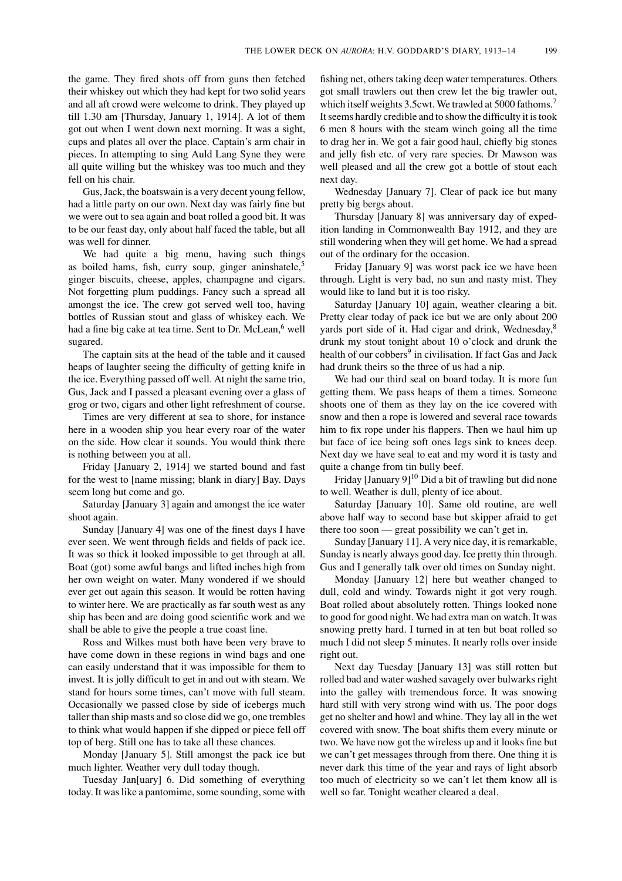the game. They fired shots off from guns then fetched their whiskey out which they had kept for two solid years and all aft crowd were welcome to drink. They played up till 1.30 am [Thursday, January 1, 1914]. A lot of them got out when I went down next morning. It was a sight, cups and plates all over the place. Captain's arm chair in pieces. In attempting to sing Auld Lang Syne they were all quite willing but the whiskey was too much and they fell on his chair.

Gus, Jack, the boatswain is a very decent young fellow, had a little party on our own. Next day was fairly fine but we were out to sea again and boat rolled a good bit. It was to be our feast day, only about half faced the table, but all was well for dinner.

We had quite a big menu, having such things as boiled hams, fish, curry soup, ginger aninshatele,[5] ginger biscuits, cheese, apples, champagne and cigars. Not forgetting plum puddings. Fancy such a spread all amongst the ice. The crew got served well too, having bottles of Russian stout and glass of whiskey each. We had a fine big cake at tea time. Sent to Dr. McLean,[6] well sugared.

The captain sits at the head of the table and it caused heaps of laughter seeing the difficulty of getting knife in the ice. Everything passed off well. At night the same trio, Gus, Jack and I passed a pleasant evening over a glass of grog or two, cigars and other light refreshment of course.

Times are very different at sea to shore, for instance here in a wooden ship you hear every roar of the water on the side. How clear it sounds. You would think there is nothing between you at all.

Friday [January 2, 1914] we started bound and fast for the west to [name missing; blank in diary] Bay. Days seem long but come and go.

Saturday [January 3] again and amongst the ice water shoot again.

Sunday [January 4] was one of the finest days I have ever seen. We went through fields and fields of pack ice. It was so thick it looked impossible to get through at all. Boat (got) some awful bangs and lifted inches high from her own weight on water. Many wondered if we should ever get out again this season. It would be rotten having to winter here. We are practically as far south west as any ship has been and are doing good scientific work and we shall be able to give the people a true coast line.

Ross and Wilkes must both have been very brave to have come down in these regions in wind bags and one can easily understand that it was impossible for them to invest. It is jolly difficult to get in and out with steam. We stand for hours some times, can't move with full steam. Occasionally we passed close by side of icebergs much taller than ship masts and so close did we go, one trembles to think what would happen if she dipped or piece fell off top of berg. Still one has to take all these chances.

Monday [January 5]. Still amongst the pack ice but much lighter. Weather very dull today though.

Tuesday Jan[uary] 6. Did something of everything today. It was like a pantomime, some sounding, some with fishing net, others taking deep water temperatures. Others got small trawlers out then crew let the big trawler out, which itself weights 3.5cwt. We trawled at 5000 fathoms.[7] It seems hardly credible and to show the difficulty it is took 6 men 8 hours with the steam winch going all the time to drag her in. We got a fair good haul, chiefly big stones and jelly fish etc. of very rare species. Dr Mawson was well pleased and all the crew got a bottle of stout each next day.

Wednesday [January 7]. Clear of pack ice but many pretty big bergs about.

Thursday [January 8] was anniversary day of expedition landing in Commonwealth Bay 1912, and they are still wondering when they will get home. We had a spread out of the ordinary for the occasion.

Friday [January 9] was worst pack ice we have been through. Light is very bad, no sun and nasty mist. They would like to land but it is too risky.

Saturday [January 10] again, weather clearing a bit. Pretty clear today of pack ice but we are only about 200 yards port side of it. Had cigar and drink, Wednesday,[8] drunk my stout tonight about 10 o'clock and drunk the health of our cobbers[9] in civilisation. If fact Gas and Jack had drunk theirs so the three of us had a nip.

We had our third seal on board today. It is more fun getting them. We pass heaps of them a times. Someone shoots one of them as they lay on the ice covered with snow and then a rope is lowered and several race towards him to fix rope under his flappers. Then we haul him up but face of ice being soft ones legs sink to knees deep. Next day we have seal to eat and my word it is tasty and quite a change from tin bully beef.

Friday [January 9][10] Did a bit of trawling but did none to well. Weather is dull, plenty of ice about.

Saturday [January 10]. Same old routine, are well above half way to second base but skipper afraid to get there too soon — great possibility we can't get in.

Sunday [January 11]. A very nice day, it is remarkable, Sunday is nearly always good day. Ice pretty thin through. Gus and I generally talk over old times on Sunday night.

Monday [January 12] here but weather changed to dull, cold and windy. Towards night it got very rough. Boat rolled about absolutely rotten. Things looked none to good for good night. We had extra man on watch. It was snowing pretty hard. I turned in at ten but boat rolled so much I did not sleep 5 minutes. It nearly rolls over inside right out.

Next day Tuesday [January 13] was still rotten but rolled bad and water washed savagely over bulwarks right into the galley with tremendous force. It was snowing hard still with very strong wind with us. The poor dogs get no shelter and howl and whine. They lay all in the wet covered with snow. The boat shifts them every minute or two. We have now got the wireless up and it looks fine but we can't get messages through from there. One thing it is never dark this time of the year and rays of light absorb too much of electricity so we can't let them know all is well so far. Tonight weather cleared a deal.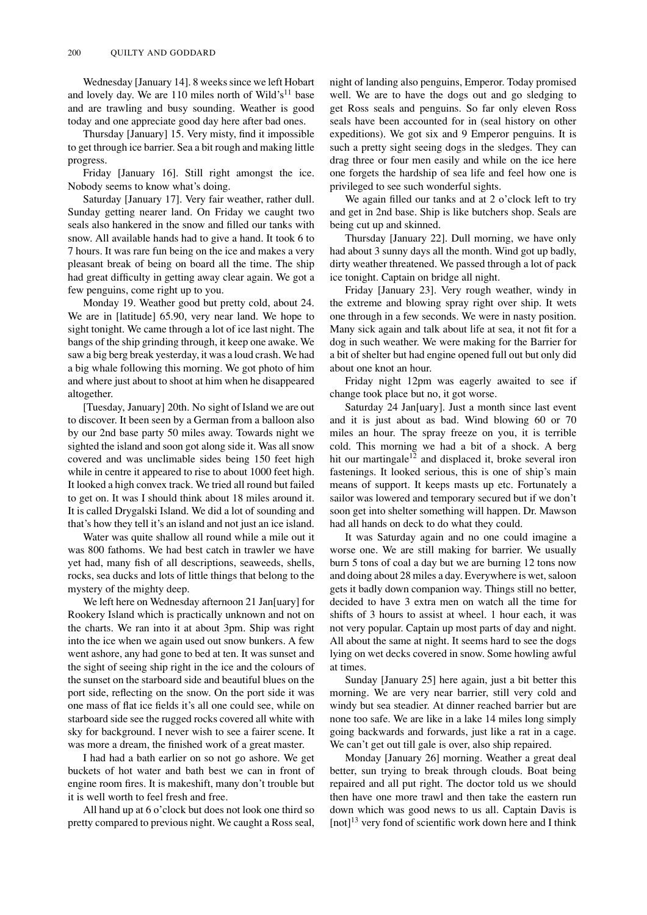Wednesday [January 14]. 8 weeks since we left Hobart and lovely day. We are 110 miles north of Wild's[11] base and are trawling and busy sounding. Weather is good today and one appreciate good day here after bad ones.

Thursday [January] 15. Very misty, find it impossible to get through ice barrier. Sea a bit rough and making little progress.

Friday [January 16]. Still right amongst the ice. Nobody seems to know what's doing.

Saturday [January 17]. Very fair weather, rather dull. Sunday getting nearer land. On Friday we caught two seals also hankered in the snow and filled our tanks with snow. All available hands had to give a hand. It took 6 to 7 hours. It was rare fun being on the ice and makes a very pleasant break of being on board all the time. The ship had great difficulty in getting away clear again. We got a few penguins, come right up to you.

Monday 19. Weather good but pretty cold, about 24. We are in [latitude] 65.90, very near land. We hope to sight tonight. We came through a lot of ice last night. The bangs of the ship grinding through, it keep one awake. We saw a big berg break yesterday, it was a loud crash. We had a big whale following this morning. We got photo of him and where just about to shoot at him when he disappeared altogether.

[Tuesday, January] 20th. No sight of Island we are out to discover. It been seen by a German from a balloon also by our 2nd base party 50 miles away. Towards night we sighted the island and soon got along side it. Was all snow covered and was unclimable sides being 150 feet high while in centre it appeared to rise to about 1000 feet high. It looked a high convex track. We tried all round but failed to get on. It was I should think about 18 miles around it. It is called Drygalski Island. We did a lot of sounding and that's how they tell it's an island and not just an ice island.

Water was quite shallow all round while a mile out it was 800 fathoms. We had best catch in trawler we have yet had, many fish of all descriptions, seaweeds, shells, rocks, sea ducks and lots of little things that belong to the mystery of the mighty deep.

We left here on Wednesday afternoon 21 Jan[uary] for Rookery Island which is practically unknown and not on the charts. We ran into it at about 3pm. Ship was right into the ice when we again used out snow bunkers. A few went ashore, any had gone to bed at ten. It was sunset and the sight of seeing ship right in the ice and the colours of the sunset on the starboard side and beautiful blues on the port side, reflecting on the snow. On the port side it was one mass of flat ice fields it's all one could see, while on starboard side see the rugged rocks covered all white with sky for background. I never wish to see a fairer scene. It was more a dream, the finished work of a great master.

I had had a bath earlier on so not go ashore. We get buckets of hot water and bath best we can in front of engine room fires. It is makeshift, many don't trouble but it is well worth to feel fresh and free.

All hand up at 6 o'clock but does not look one third so pretty compared to previous night. We caught a Ross seal, night of landing also penguins, Emperor. Today promised well. We are to have the dogs out and go sledging to get Ross seals and penguins. So far only eleven Ross seals have been accounted for in (seal history on other expeditions). We got six and 9 Emperor penguins. It is such a pretty sight seeing dogs in the sledges. They can drag three or four men easily and while on the ice here one forgets the hardship of sea life and feel how one is privileged to see such wonderful sights.

We again filled our tanks and at 2 o'clock left to try and get in 2nd base. Ship is like butchers shop. Seals are being cut up and skinned.

Thursday [January 22]. Dull morning, we have only had about 3 sunny days all the month. Wind got up badly, dirty weather threatened. We passed through a lot of pack ice tonight. Captain on bridge all night.

Friday [January 23]. Very rough weather, windy in the extreme and blowing spray right over ship. It wets one through in a few seconds. We were in nasty position. Many sick again and talk about life at sea, it not fit for a dog in such weather. We were making for the Barrier for a bit of shelter but had engine opened full out but only did about one knot an hour.

Friday night 12pm was eagerly awaited to see if change took place but no, it got worse.

Saturday 24 Jan[uary]. Just a month since last event and it is just about as bad. Wind blowing 60 or 70 miles an hour. The spray freeze on you, it is terrible cold. This morning we had a bit of a shock. A berg hit our martingale[12] and displaced it, broke several iron fastenings. It looked serious, this is one of ship's main means of support. It keeps masts up etc. Fortunately a sailor was lowered and temporary secured but if we don't soon get into shelter something will happen. Dr. Mawson had all hands on deck to do what they could.

It was Saturday again and no one could imagine a worse one. We are still making for barrier. We usually burn 5 tons of coal a day but we are burning 12 tons now and doing about 28 miles a day. Everywhere is wet, saloon gets it badly down companion way. Things still no better, decided to have 3 extra men on watch all the time for shifts of 3 hours to assist at wheel. 1 hour each, it was not very popular. Captain up most parts of day and night. All about the same at night. It seems hard to see the dogs lying on wet decks covered in snow. Some howling awful at times.

Sunday [January 25] here again, just a bit better this morning. We are very near barrier, still very cold and windy but sea steadier. At dinner reached barrier but are none too safe. We are like in a lake 14 miles long simply going backwards and forwards, just like a rat in a cage. We can't get out till gale is over, also ship repaired.

Monday [January 26] morning. Weather a great deal better, sun trying to break through clouds. Boat being repaired and all put right. The doctor told us we should then have one more trawl and then take the eastern run down which was good news to us all. Captain Davis is [not][13] very fond of scientific work down here and I think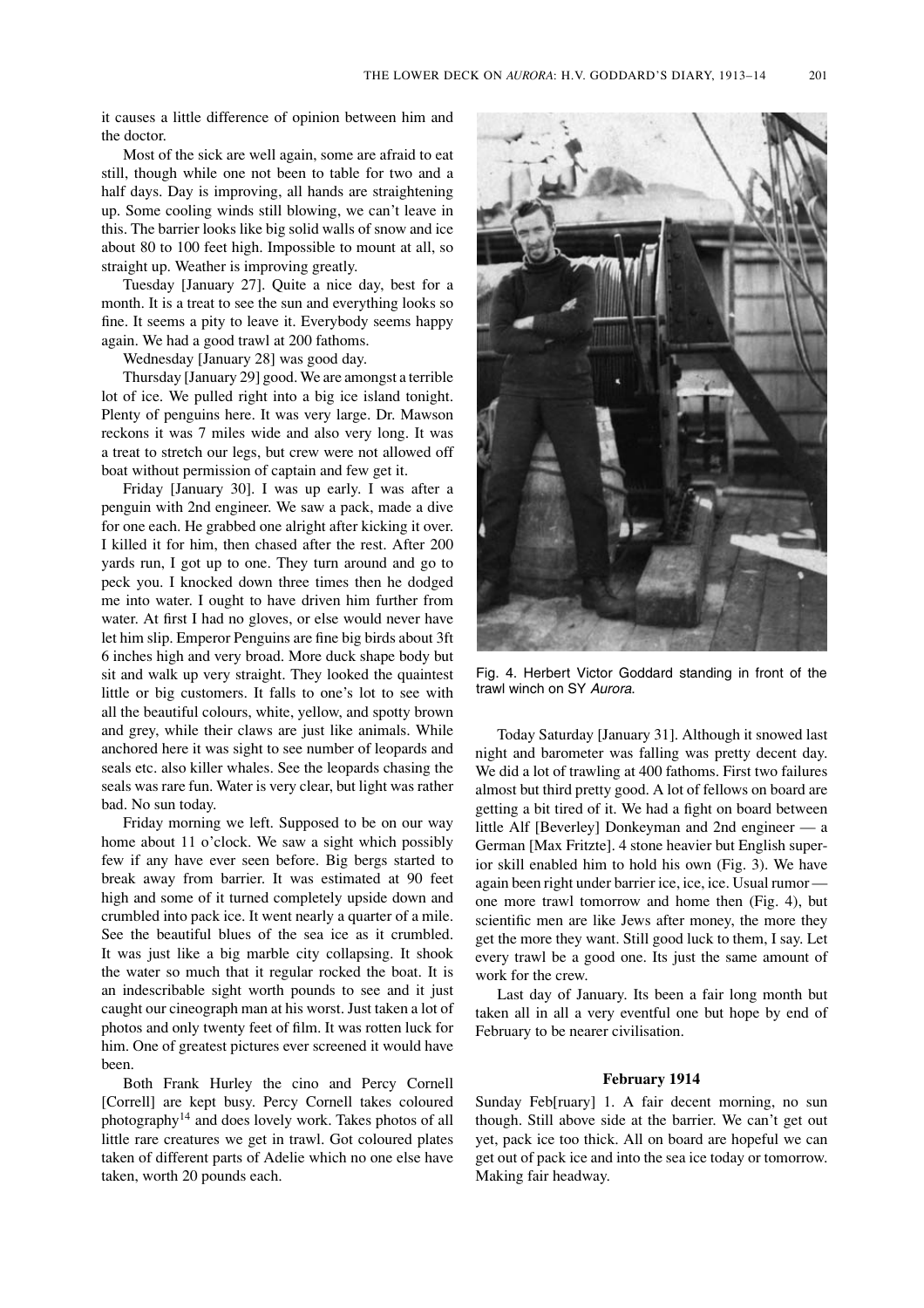it causes a little difference of opinion between him and the doctor.

Most of the sick are well again, some are afraid to eat still, though while one not been to table for two and a half days. Day is improving, all hands are straightening up. Some cooling winds still blowing, we can't leave in this. The barrier looks like big solid walls of snow and ice about 80 to 100 feet high. Impossible to mount at all, so straight up. Weather is improving greatly.

Tuesday [January 27]. Quite a nice day, best for a month. It is a treat to see the sun and everything looks so fine. It seems a pity to leave it. Everybody seems happy again. We had a good trawl at 200 fathoms.

Wednesday [January 28] was good day.

Thursday [January 29] good. We are amongst a terrible lot of ice. We pulled right into a big ice island tonight. Plenty of penguins here. It was very large. Dr. Mawson reckons it was 7 miles wide and also very long. It was a treat to stretch our legs, but crew were not allowed off boat without permission of captain and few get it.

Friday [January 30]. I was up early. I was after a penguin with 2nd engineer. We saw a pack, made a dive for one each. He grabbed one alright after kicking it over. I killed it for him, then chased after the rest. After 200 yards run, I got up to one. They turn around and go to peck you. I knocked down three times then he dodged me into water. I ought to have driven him further from water. At first I had no gloves, or else would never have let him slip. Emperor Penguins are fine big birds about 3ft 6 inches high and very broad. More duck shape body but sit and walk up very straight. They looked the quaintest little or big customers. It falls to one's lot to see with all the beautiful colours, white, yellow, and spotty brown and grey, while their claws are just like animals. While anchored here it was sight to see number of leopards and seals etc. also killer whales. See the leopards chasing the seals was rare fun. Water is very clear, but light was rather bad. No sun today.

Friday morning we left. Supposed to be on our way home about 11 o'clock. We saw a sight which possibly few if any have ever seen before. Big bergs started to break away from barrier. It was estimated at 90 feet high and some of it turned completely upside down and crumbled into pack ice. It went nearly a quarter of a mile. See the beautiful blues of the sea ice as it crumbled. It was just like a big marble city collapsing. It shook the water so much that it regular rocked the boat. It is an indescribable sight worth pounds to see and it just caught our cineograph man at his worst. Just taken a lot of photos and only twenty feet of film. It was rotten luck for him. One of greatest pictures ever screened it would have been.

Both Frank Hurley the cino and Percy Cornell [Correll] are kept busy. Percy Cornell takes coloured photography[14] and does lovely work. Takes photos of all little rare creatures we get in trawl. Got coloured plates taken of different parts of Adelie which no one else have taken, worth 20 pounds each.

Fig. 4. Herbert Victor Goddard standing in front of the trawl winch on SY *Aurora*.

Today Saturday [January 31]. Although it snowed last night and barometer was falling was pretty decent day. We did a lot of trawling at 400 fathoms. First two failures almost but third pretty good. A lot of fellows on board are getting a bit tired of it. We had a fight on board between little Alf [Beverley] Donkeyman and 2nd engineer — a German [Max Fritzte]. 4 stone heavier but English superior skill enabled him to hold his own (Fig. 3). We have again been right under barrier ice, ice, ice. Usual rumor — one more trawl tomorrow and home then (Fig. 4), but scientific men are like Jews after money, the more they get the more they want. Still good luck to them, I say. Let every trawl be a good one. Its just the same amount of work for the crew.

Last day of January. Its been a fair long month but taken all in all a very eventful one but hope by end of February to be nearer civilisation.

### February 1914

Sunday Feb[ruary] 1. A fair decent morning, no sun though. Still above side at the barrier. We can't get out yet, pack ice too thick. All on board are hopeful we can get out of pack ice and into the sea ice today or tomorrow. Making fair headway.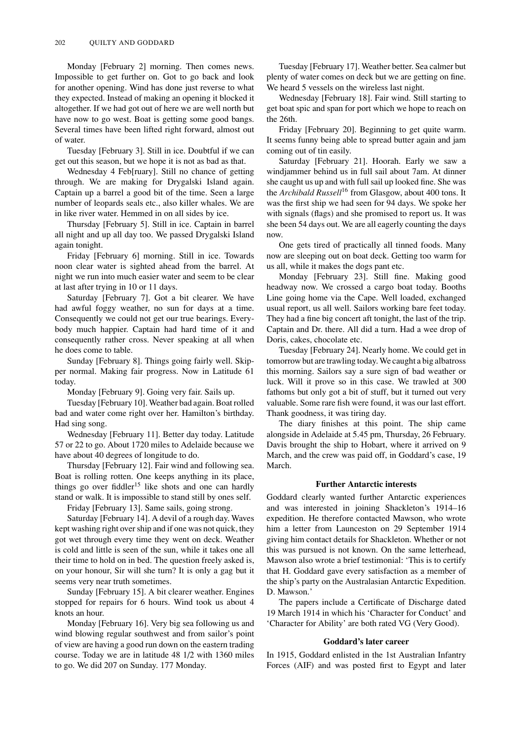Monday [February 2] morning. Then comes news. Impossible to get further on. Got to go back and look for another opening. Wind has done just reverse to what they expected. Instead of making an opening it blocked it altogether. If we had got out of here we are well north but have now to go west. Boat is getting some good bangs. Several times have been lifted right forward, almost out of water.

Tuesday [February 3]. Still in ice. Doubtful if we can get out this season, but we hope it is not as bad as that.

Wednesday 4 Feb[ruary]. Still no chance of getting through. We are making for Drygalski Island again. Captain up a barrel a good bit of the time. Seen a large number of leopards seals etc., also killer whales. We are in like river water. Hemmed in on all sides by ice.

Thursday [February 5]. Still in ice. Captain in barrel all night and up all day too. We passed Drygalski Island again tonight.

Friday [February 6] morning. Still in ice. Towards noon clear water is sighted ahead from the barrel. At night we run into much easier water and seem to be clear at last after trying in 10 or 11 days.

Saturday [February 7]. Got a bit clearer. We have had awful foggy weather, no sun for days at a time. Consequently we could not get our true bearings. Everybody much happier. Captain had hard time of it and consequently rather cross. Never speaking at all when he does come to table.

Sunday [February 8]. Things going fairly well. Skipper normal. Making fair progress. Now in Latitude 61 today.

Monday [February 9]. Going very fair. Sails up.

Tuesday [February 10]. Weather bad again. Boat rolled bad and water come right over her. Hamilton's birthday. Had sing song.

Wednesday [February 11]. Better day today. Latitude 57 or 22 to go. About 1720 miles to Adelaide because we have about 40 degrees of longitude to do.

Thursday [February 12]. Fair wind and following sea. Boat is rolling rotten. One keeps anything in its place, things go over fiddler[15] like shots and one can hardly stand or walk. It is impossible to stand still by ones self.

Friday [February 13]. Same sails, going strong.

Saturday [February 14]. A devil of a rough day. Waves kept washing right over ship and if one was not quick, they got wet through every time they went on deck. Weather is cold and little is seen of the sun, while it takes one all their time to hold on in bed. The question freely asked is, on your honour, Sir will she turn? It is only a gag but it seems very near truth sometimes.

Sunday [February 15]. A bit clearer weather. Engines stopped for repairs for 6 hours. Wind took us about 4 knots an hour.

Monday [February 16]. Very big sea following us and wind blowing regular southwest and from sailor's point of view are having a good run down on the eastern trading course. Today we are in latitude 48 1/2 with 1360 miles to go. We did 207 on Sunday. 177 Monday.

Tuesday [February 17]. Weather better. Sea calmer but plenty of water comes on deck but we are getting on fine. We heard 5 vessels on the wireless last night.

Wednesday [February 18]. Fair wind. Still starting to get boat spic and span for port which we hope to reach on the 26th.

Friday [February 20]. Beginning to get quite warm. It seems funny being able to spread butter again and jam coming out of tin easily.

Saturday [February 21]. Hoorah. Early we saw a windjammer behind us in full sail about 7am. At dinner she caught us up and with full sail up looked fine. She was the *Archibald Russell*[16] from Glasgow, about 400 tons. It was the first ship we had seen for 94 days. We spoke her with signals (flags) and she promised to report us. It was she been 54 days out. We are all eagerly counting the days now.

One gets tired of practically all tinned foods. Many now are sleeping out on boat deck. Getting too warm for us all, while it makes the dogs pant etc.

Monday [February 23]. Still fine. Making good headway now. We crossed a cargo boat today. Booths Line going home via the Cape. Well loaded, exchanged usual report, us all well. Sailors working bare feet today. They had a fine big concert aft tonight, the last of the trip. Captain and Dr. there. All did a turn. Had a wee drop of Doris, cakes, chocolate etc.

Tuesday [February 24]. Nearly home. We could get in tomorrow but are trawling today. We caught a big albatross this morning. Sailors say a sure sign of bad weather or luck. Will it prove so in this case. We trawled at 300 fathoms but only got a bit of stuff, but it turned out very valuable. Some rare fish were found, it was our last effort. Thank goodness, it was tiring day.

The diary finishes at this point. The ship came alongside in Adelaide at 5.45 pm, Thursday, 26 February. Davis brought the ship to Hobart, where it arrived on 9 March, and the crew was paid off, in Goddard's case, 19 March.

## Further Antarctic interests

Goddard clearly wanted further Antarctic experiences and was interested in joining Shackleton's 1914–16 expedition. He therefore contacted Mawson, who wrote him a letter from Launceston on 29 September 1914 giving him contact details for Shackleton. Whether or not this was pursued is not known. On the same letterhead, Mawson also wrote a brief testimonial: 'This is to certify that H. Goddard gave every satisfaction as a member of the ship's party on the Australasian Antarctic Expedition. D. Mawson.'

The papers include a Certificate of Discharge dated 19 March 1914 in which his 'Character for Conduct' and 'Character for Ability' are both rated VG (Very Good).

## Goddard's later career

In 1915, Goddard enlisted in the 1st Australian Infantry Forces (AIF) and was posted first to Egypt and later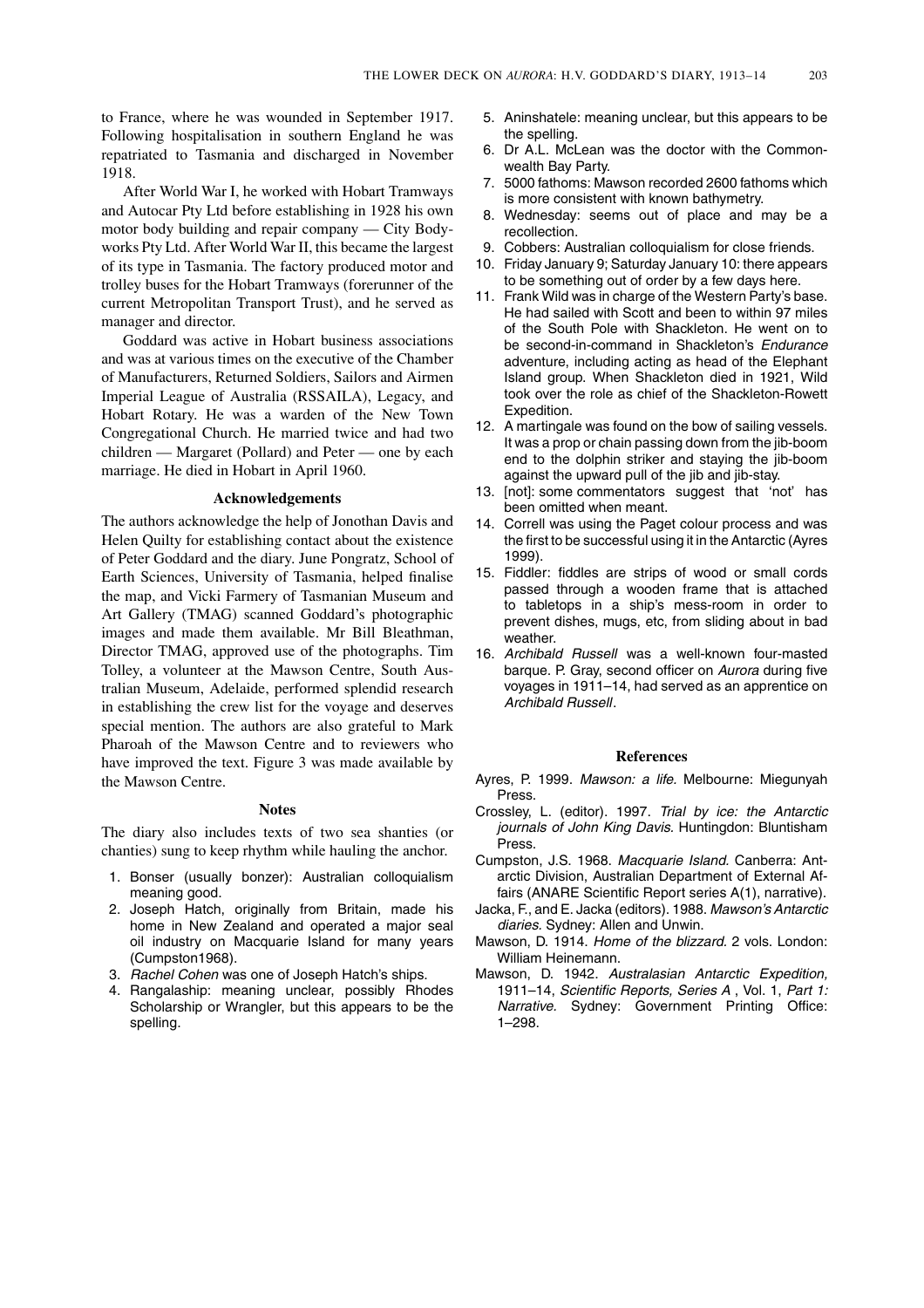to France, where he was wounded in September 1917. Following hospitalisation in southern England he was repatriated to Tasmania and discharged in November 1918.

After World War I, he worked with Hobart Tramways and Autocar Pty Ltd before establishing in 1928 his own motor body building and repair company — City Bodyworks Pty Ltd. After World War II, this became the largest of its type in Tasmania. The factory produced motor and trolley buses for the Hobart Tramways (forerunner of the current Metropolitan Transport Trust), and he served as manager and director.

Goddard was active in Hobart business associations and was at various times on the executive of the Chamber of Manufacturers, Returned Soldiers, Sailors and Airmen Imperial League of Australia (RSSAILA), Legacy, and Hobart Rotary. He was a warden of the New Town Congregational Church. He married twice and had two children — Margaret (Pollard) and Peter — one by each marriage. He died in Hobart in April 1960.

## Acknowledgements

The authors acknowledge the help of Jonothan Davis and Helen Quilty for establishing contact about the existence of Peter Goddard and the diary. June Pongratz, School of Earth Sciences, University of Tasmania, helped finalise the map, and Vicki Farmery of Tasmanian Museum and Art Gallery (TMAG) scanned Goddard's photographic images and made them available. Mr Bill Bleathman, Director TMAG, approved use of the photographs. Tim Tolley, a volunteer at the Mawson Centre, South Australian Museum, Adelaide, performed splendid research in establishing the crew list for the voyage and deserves special mention. The authors are also grateful to Mark Pharoah of the Mawson Centre and to reviewers who have improved the text. Figure 3 was made available by the Mawson Centre.

## Notes

The diary also includes texts of two sea shanties (or chanties) sung to keep rhythm while hauling the anchor.

1. Bonser (usually bonzer): Australian colloquialism meaning good.
2. Joseph Hatch, originally from Britain, made his home in New Zealand and operated a major seal oil industry on Macquarie Island for many years (Cumpston1968).
3. *Rachel Cohen* was one of Joseph Hatch's ships.
4. Rangalaship: meaning unclear, possibly Rhodes Scholarship or Wrangler, but this appears to be the spelling.
5. Aninshatele: meaning unclear, but this appears to be the spelling.
6. Dr A.L. McLean was the doctor with the Commonwealth Bay Party.
7. 5000 fathoms: Mawson recorded 2600 fathoms which is more consistent with known bathymetry.
8. Wednesday: seems out of place and may be a recollection.
9. Cobbers: Australian colloquialism for close friends.
10. Friday January 9; Saturday January 10: there appears to be something out of order by a few days here.
11. Frank Wild was in charge of the Western Party's base. He had sailed with Scott and been to within 97 miles of the South Pole with Shackleton. He went on to be second-in-command in Shackleton's *Endurance* adventure, including acting as head of the Elephant Island group. When Shackleton died in 1921, Wild took over the role as chief of the Shackleton-Rowett Expedition.
12. A martingale was found on the bow of sailing vessels. It was a prop or chain passing down from the jib-boom end to the dolphin striker and staying the jib-boom against the upward pull of the jib and jib-stay.
13. [not]: some commentators suggest that 'not' has been omitted when meant.
14. Correll was using the Paget colour process and was the first to be successful using it in the Antarctic (Ayres 1999).
15. Fiddler: fiddles are strips of wood or small cords passed through a wooden frame that is attached to tabletops in a ship's mess-room in order to prevent dishes, mugs, etc, from sliding about in bad weather.
16. *Archibald Russell* was a well-known four-masted barque. P. Gray, second officer on *Aurora* during five voyages in 1911–14, had served as an apprentice on *Archibald Russell*.

## References

Ayres, P. 1999. *Mawson: a life.* Melbourne: Miegunyah Press.

Crossley, L. (editor). 1997. *Trial by ice: the Antarctic journals of John King Davis.* Huntingdon: Bluntisham Press.

Cumpston, J.S. 1968. *Macquarie Island.* Canberra: Antarctic Division, Australian Department of External Affairs (ANARE Scientific Report series A(1), narrative).

Jacka, F., and E. Jacka (editors). 1988. *Mawson's Antarctic diaries.* Sydney: Allen and Unwin.

Mawson, D. 1914. *Home of the blizzard.* 2 vols. London: William Heinemann.

Mawson, D. 1942. *Australasian Antarctic Expedition,* 1911–14, *Scientific Reports, Series A* , Vol. 1, *Part 1: Narrative.* Sydney: Government Printing Office: 1–298.